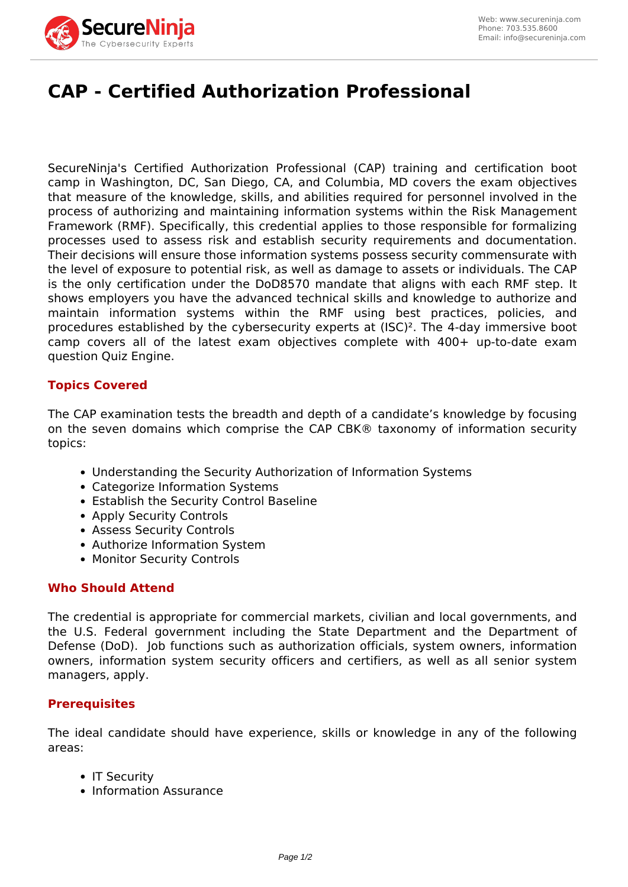# CAP - Certified Authorization Professional

SecureNinja's Certified Authorization Professional (CAP) training and certification boot camp in Washington, DC, San Diego, CA, and Columbia, MD covers the exam objectives that measure of the knowledge, skills, and abilities required for personnel involved in the process of authorizing and maintaining information systems within the Risk Management Framework (RMF). Specifically, this credential applies to those responsible for formalizing processes used to assess risk and establish security requirements and documentation. Their decisions will ensure those information systems possess security commensurate with the level of exposure to potential risk, as well as damage to assets or individuals. The CAP is the only certification under the DoD8570 mandate that aligns with each RMF step. It shows employers you have the advanced technical skills and knowledge to authorize and maintain information systems within the RMF using best practices, policies, and procedures established by the cybersecurity experts at (ISC)². The 4-day immersive boot camp covers all of the latest exam objectives complete with 400+ up-to-date exam question Quiz Engine.

## Topics Covered

The CAP examination tests the breadth and depth of a candidate's knowledge by focusing on the seven domains which comprise the CAP CBK® taxonomy of information security topics:

- Understanding the Security Authorization of Information Systems
- Categorize Information Systems
- Establish the Security Control Baseline
- Apply Security Controls
- Assess Security Controls
- Authorize Information System
- Monitor Security Controls

## Who Should Attend

The credential is appropriate for commercial markets, civilian and local governments, and the U.S. Federal government including the State Department and the Department of Defense (DoD). Job functions such as authorization officials, system owners, information owners, information system security officers and certifiers, as well as all senior system managers, apply.

## Prerequisites

The ideal candidate should have experience, skills or knowledge in any of the following areas:

- IT Security
- Information Assurance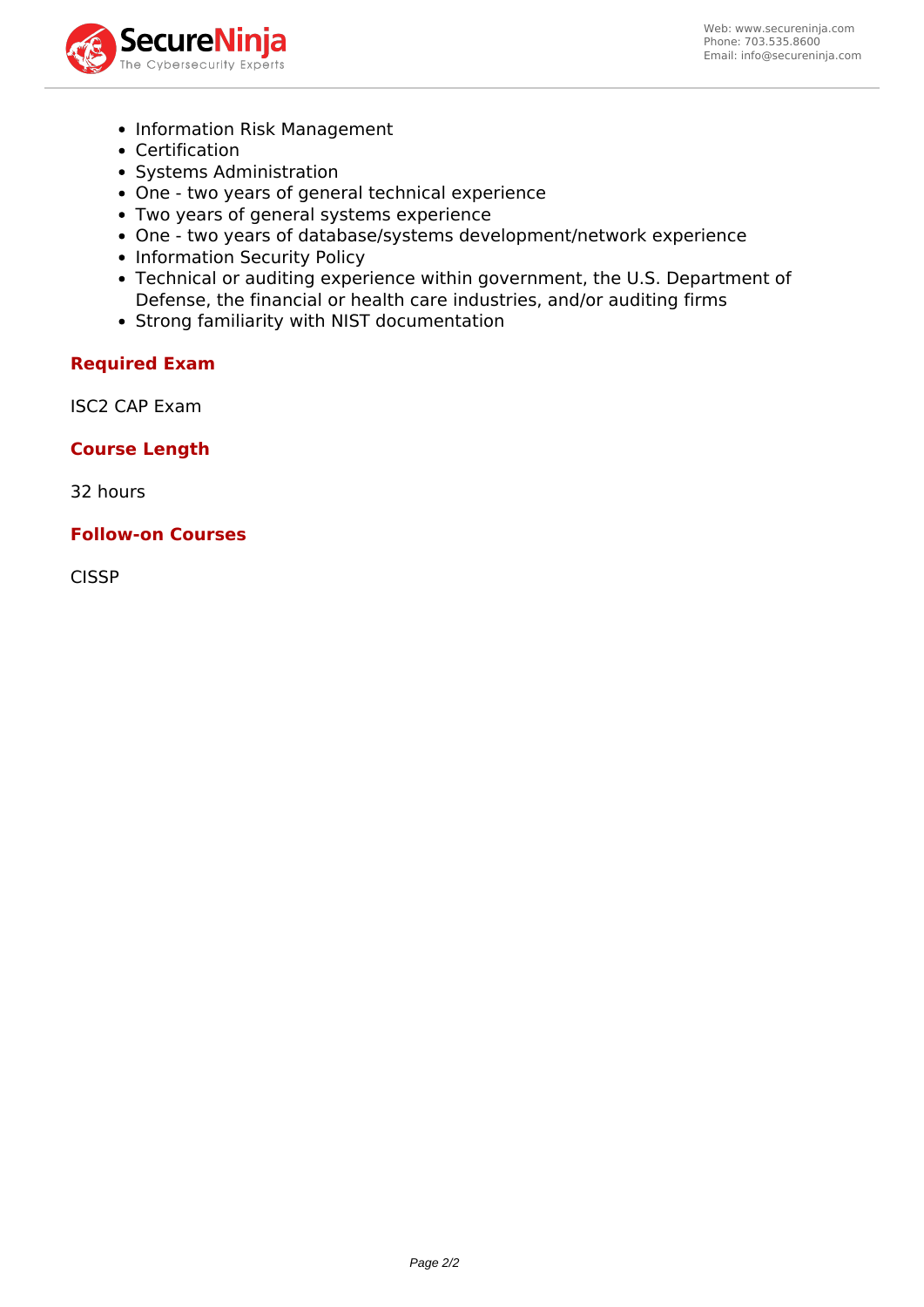- Information Risk Management
- Certification
- Systems Administration
- One - two years of general technical experience
- Two years of general systems experience
- One - two years of database/systems development/network experience
- Information Security Policy
- Technical or auditing experience within government, the U.S. Department of Defense, the financial or health care industries, and/or auditing firms
- Strong familiarity with NIST documentation

## Required Exam

ISC2 CAP Exam

## Course Length

32 hours

## Follow-on Courses

CISSP